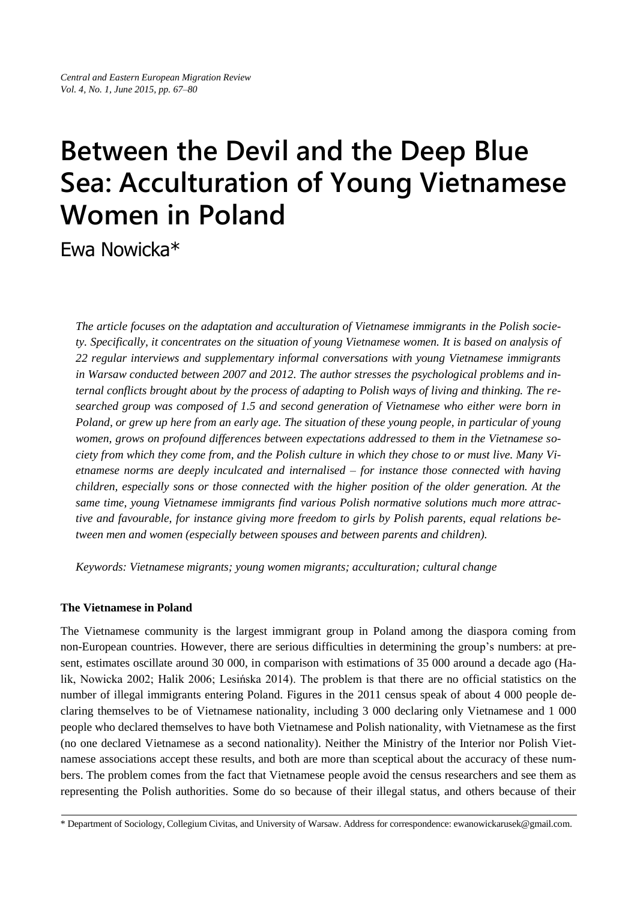# Between the Devil and the Deep Blue Sea: Acculturation of Young Vietnamese Women in Poland

Ewa Nowicka*

*The article focuses on the adaptation and acculturation of Vietnamese immigrants in the Polish society. Specifically, it concentrates on the situation of young Vietnamese women. It is based on analysis of 22 regular interviews and supplementary informal conversations with young Vietnamese immigrants in Warsaw conducted between 2007 and 2012. The author stresses the psychological problems and internal conflicts brought about by the process of adapting to Polish ways of living and thinking. The researched group was composed of 1.5 and second generation of Vietnamese who either were born in Poland, or grew up here from an early age. The situation of these young people, in particular of young women, grows on profound differences between expectations addressed to them in the Vietnamese society from which they come from, and the Polish culture in which they chose to or must live. Many Vietnamese norms are deeply inculcated and internalised – for instance those connected with having children, especially sons or those connected with the higher position of the older generation. At the same time, young Vietnamese immigrants find various Polish normative solutions much more attractive and favourable, for instance giving more freedom to girls by Polish parents, equal relations between men and women (especially between spouses and between parents and children).*

*Keywords: Vietnamese migrants; young women migrants; acculturation; cultural change*

### The Vietnamese in Poland

The Vietnamese community is the largest immigrant group in Poland among the diaspora coming from non-European countries. However, there are serious difficulties in determining the group's numbers: at present, estimates oscillate around 30 000, in comparison with estimations of 35 000 around a decade ago (Halik, Nowicka 2002; Halik 2006; Lesińska 2014). The problem is that there are no official statistics on the number of illegal immigrants entering Poland. Figures in the 2011 census speak of about 4 000 people declaring themselves to be of Vietnamese nationality, including 3 000 declaring only Vietnamese and 1 000 people who declared themselves to have both Vietnamese and Polish nationality, with Vietnamese as the first (no one declared Vietnamese as a second nationality). Neither the Ministry of the Interior nor Polish Vietnamese associations accept these results, and both are more than sceptical about the accuracy of these numbers. The problem comes from the fact that Vietnamese people avoid the census researchers and see them as representing the Polish authorities. Some do so because of their illegal status, and others because of their

* Department of Sociology, Collegium Civitas, and University of Warsaw. Address for correspondence: ewanowickarusek@gmail.com.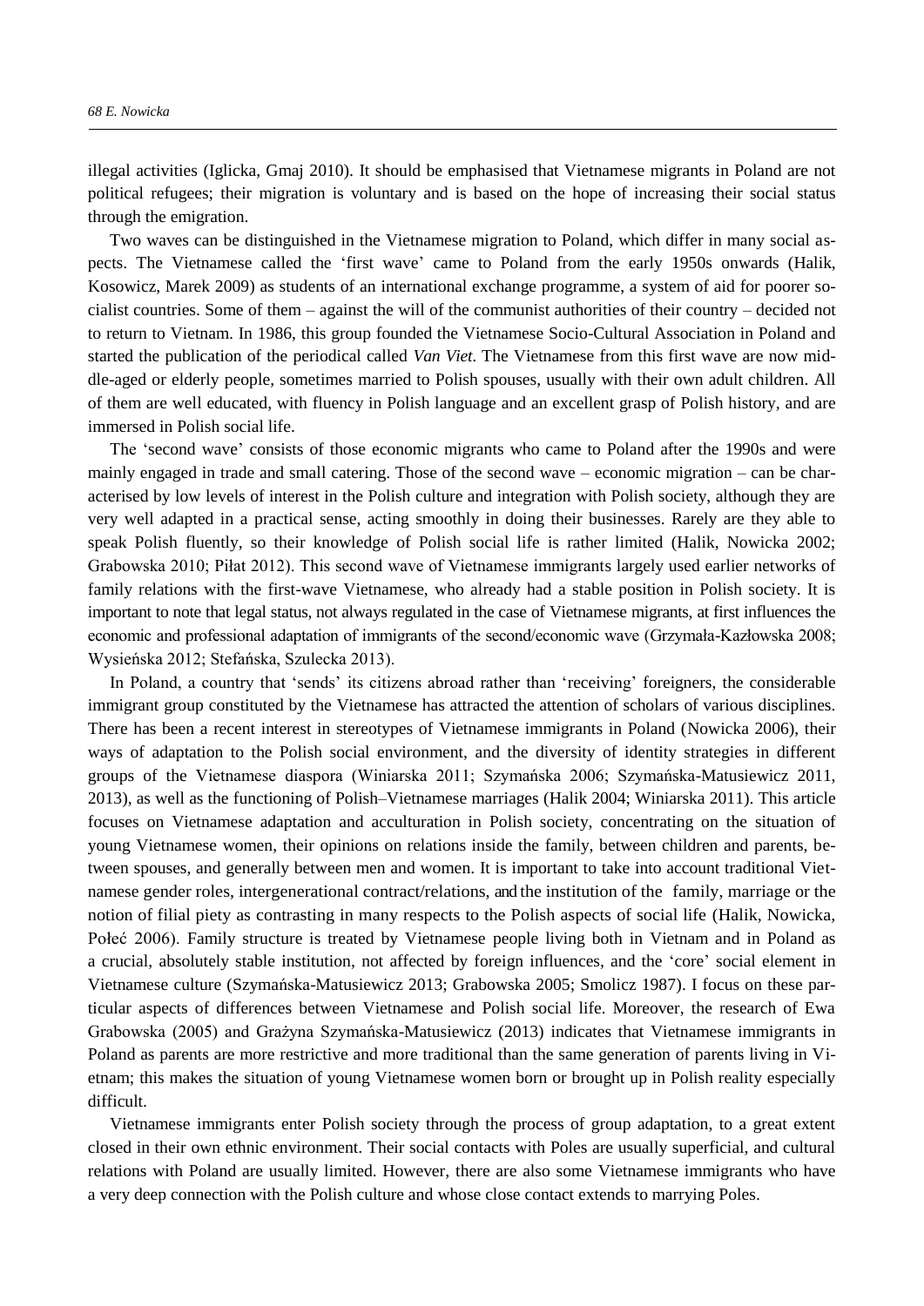illegal activities (Iglicka, Gmaj 2010). It should be emphasised that Vietnamese migrants in Poland are not political refugees; their migration is voluntary and is based on the hope of increasing their social status through the emigration.

Two waves can be distinguished in the Vietnamese migration to Poland, which differ in many social aspects. The Vietnamese called the 'first wave' came to Poland from the early 1950s onwards (Halik, Kosowicz, Marek 2009) as students of an international exchange programme, a system of aid for poorer socialist countries. Some of them – against the will of the communist authorities of their country – decided not to return to Vietnam. In 1986, this group founded the Vietnamese Socio-Cultural Association in Poland and started the publication of the periodical called *Van Viet*. The Vietnamese from this first wave are now middle-aged or elderly people, sometimes married to Polish spouses, usually with their own adult children. All of them are well educated, with fluency in Polish language and an excellent grasp of Polish history, and are immersed in Polish social life.

The 'second wave' consists of those economic migrants who came to Poland after the 1990s and were mainly engaged in trade and small catering. Those of the second wave – economic migration – can be characterised by low levels of interest in the Polish culture and integration with Polish society, although they are very well adapted in a practical sense, acting smoothly in doing their businesses. Rarely are they able to speak Polish fluently, so their knowledge of Polish social life is rather limited (Halik, Nowicka 2002; Grabowska 2010; Piłat 2012). This second wave of Vietnamese immigrants largely used earlier networks of family relations with the first-wave Vietnamese, who already had a stable position in Polish society. It is important to note that legal status, not always regulated in the case of Vietnamese migrants, at first influences the economic and professional adaptation of immigrants of the second/economic wave (Grzymała-Kazłowska 2008; Wysieńska 2012; Stefańska, Szulecka 2013).

In Poland, a country that 'sends' its citizens abroad rather than 'receiving' foreigners, the considerable immigrant group constituted by the Vietnamese has attracted the attention of scholars of various disciplines. There has been a recent interest in stereotypes of Vietnamese immigrants in Poland (Nowicka 2006), their ways of adaptation to the Polish social environment, and the diversity of identity strategies in different groups of the Vietnamese diaspora (Winiarska 2011; Szymańska 2006; Szymańska-Matusiewicz 2011, 2013), as well as the functioning of Polish–Vietnamese marriages (Halik 2004; Winiarska 2011). This article focuses on Vietnamese adaptation and acculturation in Polish society, concentrating on the situation of young Vietnamese women, their opinions on relations inside the family, between children and parents, between spouses, and generally between men and women. It is important to take into account traditional Vietnamese gender roles, intergenerational contract/relations, and the institution of the family, marriage or the notion of filial piety as contrasting in many respects to the Polish aspects of social life (Halik, Nowicka, Połeć 2006). Family structure is treated by Vietnamese people living both in Vietnam and in Poland as a crucial, absolutely stable institution, not affected by foreign influences, and the 'core' social element in Vietnamese culture (Szymańska-Matusiewicz 2013; Grabowska 2005; Smolicz 1987). I focus on these particular aspects of differences between Vietnamese and Polish social life. Moreover, the research of Ewa Grabowska (2005) and Grażyna Szymańska-Matusiewicz (2013) indicates that Vietnamese immigrants in Poland as parents are more restrictive and more traditional than the same generation of parents living in Vietnam; this makes the situation of young Vietnamese women born or brought up in Polish reality especially difficult.

Vietnamese immigrants enter Polish society through the process of group adaptation, to a great extent closed in their own ethnic environment. Their social contacts with Poles are usually superficial, and cultural relations with Poland are usually limited. However, there are also some Vietnamese immigrants who have a very deep connection with the Polish culture and whose close contact extends to marrying Poles.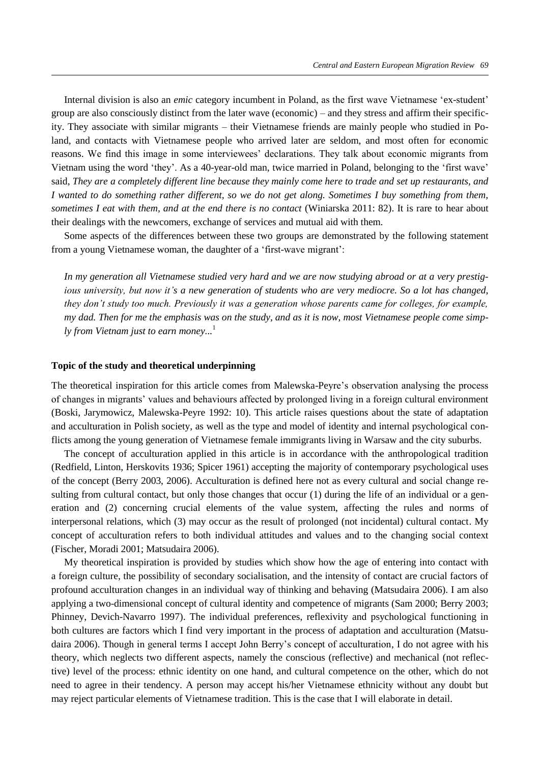Internal division is also an *emic* category incumbent in Poland, as the first wave Vietnamese 'ex-student' group are also consciously distinct from the later wave (economic) – and they stress and affirm their specificity. They associate with similar migrants – their Vietnamese friends are mainly people who studied in Poland, and contacts with Vietnamese people who arrived later are seldom, and most often for economic reasons. We find this image in some interviewees' declarations. They talk about economic migrants from Vietnam using the word 'they'. As a 40-year-old man, twice married in Poland, belonging to the 'first wave' said, *They are a completely different line because they mainly come here to trade and set up restaurants, and I wanted to do something rather different, so we do not get along. Sometimes I buy something from them, sometimes I eat with them, and at the end there is no contact* (Winiarska 2011: 82). It is rare to hear about their dealings with the newcomers, exchange of services and mutual aid with them.

Some aspects of the differences between these two groups are demonstrated by the following statement from a young Vietnamese woman, the daughter of a 'first-wave migrant':

> *In my generation all Vietnamese studied very hard and we are now studying abroad or at a very prestigious university, but now it's a new generation of students who are very mediocre. So a lot has changed, they don't study too much. Previously it was a generation whose parents came for colleges, for example, my dad. Then for me the emphasis was on the study, and as it is now, most Vietnamese people come simply from Vietnam just to earn money...*[1]

## Topic of the study and theoretical underpinning

The theoretical inspiration for this article comes from Malewska-Peyre's observation analysing the process of changes in migrants' values and behaviours affected by prolonged living in a foreign cultural environment (Boski, Jarymowicz, Malewska-Peyre 1992: 10). This article raises questions about the state of adaptation and acculturation in Polish society, as well as the type and model of identity and internal psychological conflicts among the young generation of Vietnamese female immigrants living in Warsaw and the city suburbs.

The concept of acculturation applied in this article is in accordance with the anthropological tradition (Redfield, Linton, Herskovits 1936; Spicer 1961) accepting the majority of contemporary psychological uses of the concept (Berry 2003, 2006). Acculturation is defined here not as every cultural and social change resulting from cultural contact, but only those changes that occur (1) during the life of an individual or a generation and (2) concerning crucial elements of the value system, affecting the rules and norms of interpersonal relations, which (3) may occur as the result of prolonged (not incidental) cultural contact. My concept of acculturation refers to both individual attitudes and values and to the changing social context (Fischer, Moradi 2001; Matsudaira 2006).

My theoretical inspiration is provided by studies which show how the age of entering into contact with a foreign culture, the possibility of secondary socialisation, and the intensity of contact are crucial factors of profound acculturation changes in an individual way of thinking and behaving (Matsudaira 2006). I am also applying a two-dimensional concept of cultural identity and competence of migrants (Sam 2000; Berry 2003; Phinney, Devich-Navarro 1997). The individual preferences, reflexivity and psychological functioning in both cultures are factors which I find very important in the process of adaptation and acculturation (Matsudaira 2006). Though in general terms I accept John Berry's concept of acculturation, I do not agree with his theory, which neglects two different aspects, namely the conscious (reflective) and mechanical (not reflective) level of the process: ethnic identity on one hand, and cultural competence on the other, which do not need to agree in their tendency. A person may accept his/her Vietnamese ethnicity without any doubt but may reject particular elements of Vietnamese tradition. This is the case that I will elaborate in detail.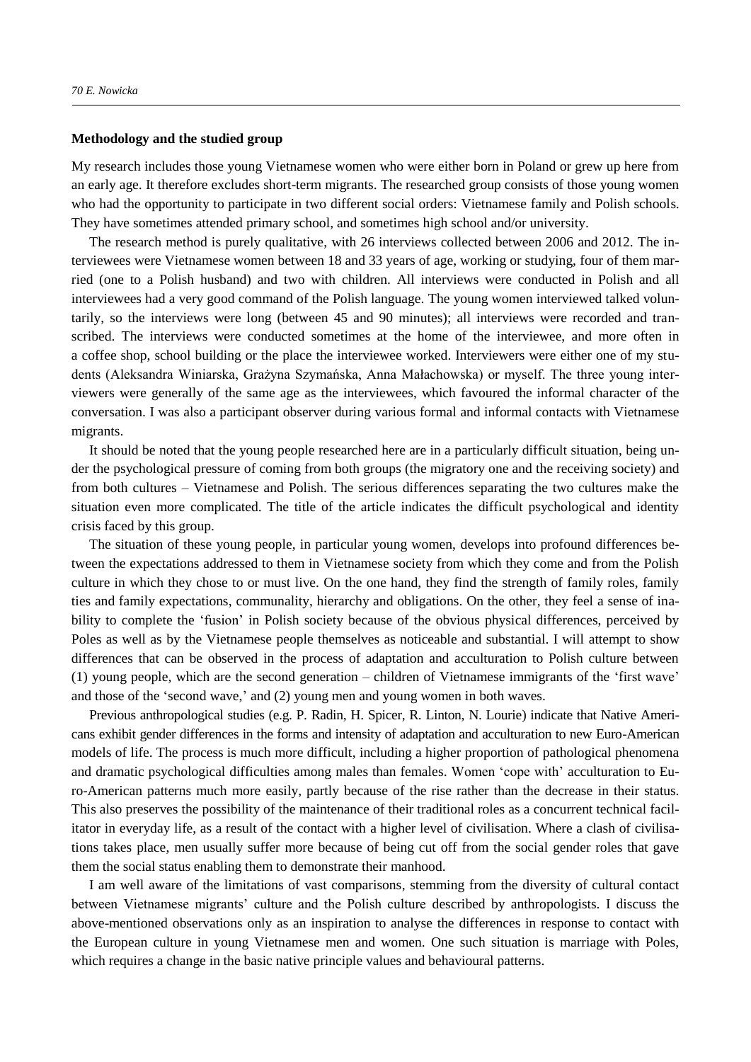## Methodology and the studied group

My research includes those young Vietnamese women who were either born in Poland or grew up here from an early age. It therefore excludes short-term migrants. The researched group consists of those young women who had the opportunity to participate in two different social orders: Vietnamese family and Polish schools. They have sometimes attended primary school, and sometimes high school and/or university.

The research method is purely qualitative, with 26 interviews collected between 2006 and 2012. The interviewees were Vietnamese women between 18 and 33 years of age, working or studying, four of them married (one to a Polish husband) and two with children. All interviews were conducted in Polish and all interviewees had a very good command of the Polish language. The young women interviewed talked voluntarily, so the interviews were long (between 45 and 90 minutes); all interviews were recorded and transcribed. The interviews were conducted sometimes at the home of the interviewee, and more often in a coffee shop, school building or the place the interviewee worked. Interviewers were either one of my students (Aleksandra Winiarska, Grażyna Szymańska, Anna Małachowska) or myself. The three young interviewers were generally of the same age as the interviewees, which favoured the informal character of the conversation. I was also a participant observer during various formal and informal contacts with Vietnamese migrants.

It should be noted that the young people researched here are in a particularly difficult situation, being under the psychological pressure of coming from both groups (the migratory one and the receiving society) and from both cultures – Vietnamese and Polish. The serious differences separating the two cultures make the situation even more complicated. The title of the article indicates the difficult psychological and identity crisis faced by this group.

The situation of these young people, in particular young women, develops into profound differences between the expectations addressed to them in Vietnamese society from which they come and from the Polish culture in which they chose to or must live. On the one hand, they find the strength of family roles, family ties and family expectations, communality, hierarchy and obligations. On the other, they feel a sense of inability to complete the 'fusion' in Polish society because of the obvious physical differences, perceived by Poles as well as by the Vietnamese people themselves as noticeable and substantial. I will attempt to show differences that can be observed in the process of adaptation and acculturation to Polish culture between (1) young people, which are the second generation – children of Vietnamese immigrants of the 'first wave' and those of the 'second wave,' and (2) young men and young women in both waves.

Previous anthropological studies (e.g. P. Radin, H. Spicer, R. Linton, N. Lourie) indicate that Native Americans exhibit gender differences in the forms and intensity of adaptation and acculturation to new Euro-American models of life. The process is much more difficult, including a higher proportion of pathological phenomena and dramatic psychological difficulties among males than females. Women 'cope with' acculturation to Euro-American patterns much more easily, partly because of the rise rather than the decrease in their status. This also preserves the possibility of the maintenance of their traditional roles as a concurrent technical facilitator in everyday life, as a result of the contact with a higher level of civilisation. Where a clash of civilisations takes place, men usually suffer more because of being cut off from the social gender roles that gave them the social status enabling them to demonstrate their manhood.

I am well aware of the limitations of vast comparisons, stemming from the diversity of cultural contact between Vietnamese migrants' culture and the Polish culture described by anthropologists. I discuss the above-mentioned observations only as an inspiration to analyse the differences in response to contact with the European culture in young Vietnamese men and women. One such situation is marriage with Poles, which requires a change in the basic native principle values and behavioural patterns.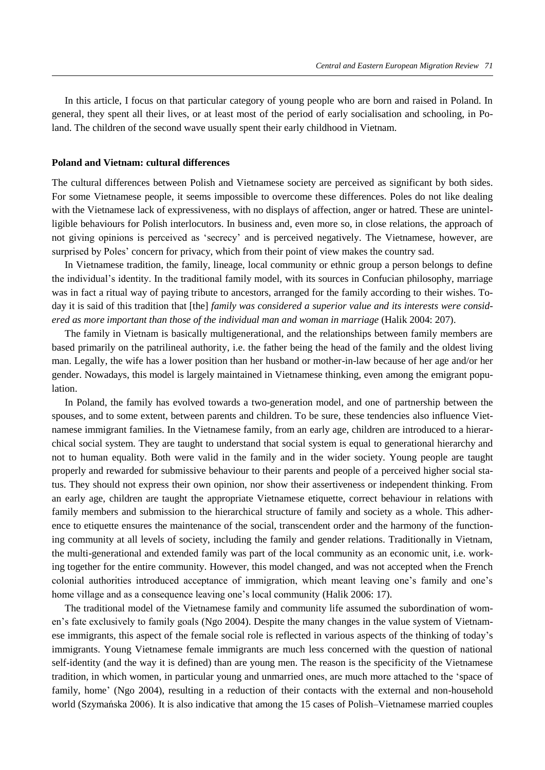In this article, I focus on that particular category of young people who are born and raised in Poland. In general, they spent all their lives, or at least most of the period of early socialisation and schooling, in Poland. The children of the second wave usually spent their early childhood in Vietnam.

**Poland and Vietnam: cultural differences**

The cultural differences between Polish and Vietnamese society are perceived as significant by both sides. For some Vietnamese people, it seems impossible to overcome these differences. Poles do not like dealing with the Vietnamese lack of expressiveness, with no displays of affection, anger or hatred. These are unintelligible behaviours for Polish interlocutors. In business and, even more so, in close relations, the approach of not giving opinions is perceived as 'secrecy' and is perceived negatively. The Vietnamese, however, are surprised by Poles' concern for privacy, which from their point of view makes the country sad.

In Vietnamese tradition, the family, lineage, local community or ethnic group a person belongs to define the individual's identity. In the traditional family model, with its sources in Confucian philosophy, marriage was in fact a ritual way of paying tribute to ancestors, arranged for the family according to their wishes. Today it is said of this tradition that [the] *family was considered a superior value and its interests were considered as more important than those of the individual man and woman in marriage* (Halik 2004: 207).

The family in Vietnam is basically multigenerational, and the relationships between family members are based primarily on the patrilineal authority, i.e. the father being the head of the family and the oldest living man. Legally, the wife has a lower position than her husband or mother-in-law because of her age and/or her gender. Nowadays, this model is largely maintained in Vietnamese thinking, even among the emigrant population.

In Poland, the family has evolved towards a two-generation model, and one of partnership between the spouses, and to some extent, between parents and children. To be sure, these tendencies also influence Vietnamese immigrant families. In the Vietnamese family, from an early age, children are introduced to a hierarchical social system. They are taught to understand that social system is equal to generational hierarchy and not to human equality. Both were valid in the family and in the wider society. Young people are taught properly and rewarded for submissive behaviour to their parents and people of a perceived higher social status. They should not express their own opinion, nor show their assertiveness or independent thinking. From an early age, children are taught the appropriate Vietnamese etiquette, correct behaviour in relations with family members and submission to the hierarchical structure of family and society as a whole. This adherence to etiquette ensures the maintenance of the social, transcendent order and the harmony of the functioning community at all levels of society, including the family and gender relations. Traditionally in Vietnam, the multi-generational and extended family was part of the local community as an economic unit, i.e. working together for the entire community. However, this model changed, and was not accepted when the French colonial authorities introduced acceptance of immigration, which meant leaving one's family and one's home village and as a consequence leaving one's local community (Halik 2006: 17).

The traditional model of the Vietnamese family and community life assumed the subordination of women's fate exclusively to family goals (Ngo 2004). Despite the many changes in the value system of Vietnamese immigrants, this aspect of the female social role is reflected in various aspects of the thinking of today's immigrants. Young Vietnamese female immigrants are much less concerned with the question of national self-identity (and the way it is defined) than are young men. The reason is the specificity of the Vietnamese tradition, in which women, in particular young and unmarried ones, are much more attached to the 'space of family, home' (Ngo 2004), resulting in a reduction of their contacts with the external and non-household world (Szymańska 2006). It is also indicative that among the 15 cases of Polish–Vietnamese married couples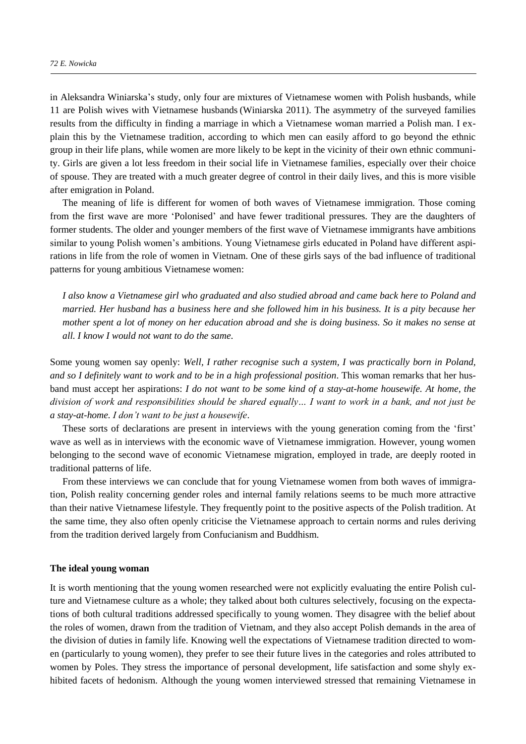in Aleksandra Winiarska's study, only four are mixtures of Vietnamese women with Polish husbands, while 11 are Polish wives with Vietnamese husbands (Winiarska 2011). The asymmetry of the surveyed families results from the difficulty in finding a marriage in which a Vietnamese woman married a Polish man. I explain this by the Vietnamese tradition, according to which men can easily afford to go beyond the ethnic group in their life plans, while women are more likely to be kept in the vicinity of their own ethnic community. Girls are given a lot less freedom in their social life in Vietnamese families, especially over their choice of spouse. They are treated with a much greater degree of control in their daily lives, and this is more visible after emigration in Poland.

The meaning of life is different for women of both waves of Vietnamese immigration. Those coming from the first wave are more 'Polonised' and have fewer traditional pressures. They are the daughters of former students. The older and younger members of the first wave of Vietnamese immigrants have ambitions similar to young Polish women's ambitions. Young Vietnamese girls educated in Poland have different aspirations in life from the role of women in Vietnam. One of these girls says of the bad influence of traditional patterns for young ambitious Vietnamese women:

> *I also know a Vietnamese girl who graduated and also studied abroad and came back here to Poland and married. Her husband has a business here and she followed him in his business. It is a pity because her mother spent a lot of money on her education abroad and she is doing business. So it makes no sense at all. I know I would not want to do the same.*

Some young women say openly: *Well, I rather recognise such a system, I was practically born in Poland, and so I definitely want to work and to be in a high professional position*. This woman remarks that her husband must accept her aspirations: *I do not want to be some kind of a stay-at-home housewife. At home, the division of work and responsibilities should be shared equally… I want to work in a bank, and not just be a stay-at-home. I don't want to be just a housewife*.

These sorts of declarations are present in interviews with the young generation coming from the 'first' wave as well as in interviews with the economic wave of Vietnamese immigration. However, young women belonging to the second wave of economic Vietnamese migration, employed in trade, are deeply rooted in traditional patterns of life.

From these interviews we can conclude that for young Vietnamese women from both waves of immigration, Polish reality concerning gender roles and internal family relations seems to be much more attractive than their native Vietnamese lifestyle. They frequently point to the positive aspects of the Polish tradition. At the same time, they also often openly criticise the Vietnamese approach to certain norms and rules deriving from the tradition derived largely from Confucianism and Buddhism.

### The ideal young woman

It is worth mentioning that the young women researched were not explicitly evaluating the entire Polish culture and Vietnamese culture as a whole; they talked about both cultures selectively, focusing on the expectations of both cultural traditions addressed specifically to young women. They disagree with the belief about the roles of women, drawn from the tradition of Vietnam, and they also accept Polish demands in the area of the division of duties in family life. Knowing well the expectations of Vietnamese tradition directed to women (particularly to young women), they prefer to see their future lives in the categories and roles attributed to women by Poles. They stress the importance of personal development, life satisfaction and some shyly exhibited facets of hedonism. Although the young women interviewed stressed that remaining Vietnamese in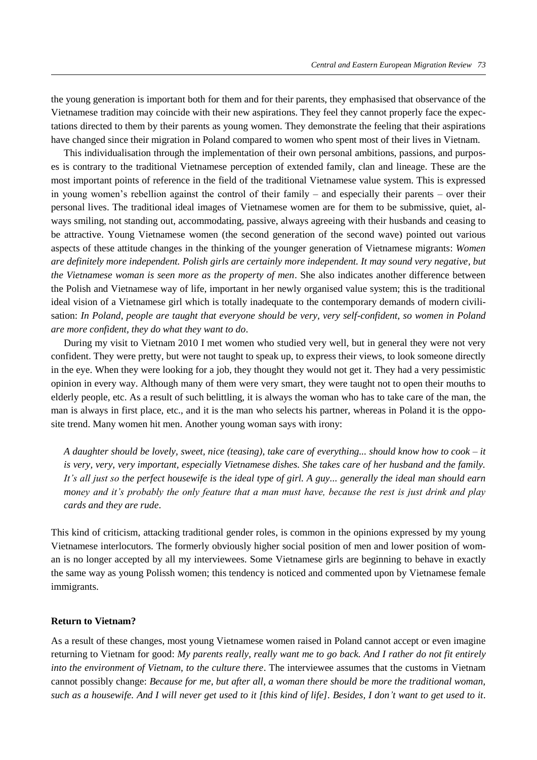the young generation is important both for them and for their parents, they emphasised that observance of the Vietnamese tradition may coincide with their new aspirations. They feel they cannot properly face the expectations directed to them by their parents as young women. They demonstrate the feeling that their aspirations have changed since their migration in Poland compared to women who spent most of their lives in Vietnam.

This individualisation through the implementation of their own personal ambitions, passions, and purposes is contrary to the traditional Vietnamese perception of extended family, clan and lineage. These are the most important points of reference in the field of the traditional Vietnamese value system. This is expressed in young women's rebellion against the control of their family – and especially their parents – over their personal lives. The traditional ideal images of Vietnamese women are for them to be submissive, quiet, always smiling, not standing out, accommodating, passive, always agreeing with their husbands and ceasing to be attractive. Young Vietnamese women (the second generation of the second wave) pointed out various aspects of these attitude changes in the thinking of the younger generation of Vietnamese migrants: *Women are definitely more independent. Polish girls are certainly more independent. It may sound very negative, but the Vietnamese woman is seen more as the property of men*. She also indicates another difference between the Polish and Vietnamese way of life, important in her newly organised value system; this is the traditional ideal vision of a Vietnamese girl which is totally inadequate to the contemporary demands of modern civilisation: *In Poland, people are taught that everyone should be very, very self-confident, so women in Poland are more confident, they do what they want to do*.

During my visit to Vietnam 2010 I met women who studied very well, but in general they were not very confident. They were pretty, but were not taught to speak up, to express their views, to look someone directly in the eye. When they were looking for a job, they thought they would not get it. They had a very pessimistic opinion in every way. Although many of them were very smart, they were taught not to open their mouths to elderly people, etc. As a result of such belittling, it is always the woman who has to take care of the man, the man is always in first place, etc., and it is the man who selects his partner, whereas in Poland it is the opposite trend. Many women hit men. Another young woman says with irony:

> *A daughter should be lovely, sweet, nice (teasing), take care of everything... should know how to cook – it is very, very, very important, especially Vietnamese dishes. She takes care of her husband and the family. It's all just so the perfect housewife is the ideal type of girl. A guy... generally the ideal man should earn money and it's probably the only feature that a man must have, because the rest is just drink and play cards and they are rude*.

This kind of criticism, attacking traditional gender roles, is common in the opinions expressed by my young Vietnamese interlocutors. The formerly obviously higher social position of men and lower position of woman is no longer accepted by all my interviewees. Some Vietnamese girls are beginning to behave in exactly the same way as young Polissh women; this tendency is noticed and commented upon by Vietnamese female immigrants.

**Return to Vietnam?**

As a result of these changes, most young Vietnamese women raised in Poland cannot accept or even imagine returning to Vietnam for good: *My parents really, really want me to go back. And I rather do not fit entirely into the environment of Vietnam, to the culture there*. The interviewee assumes that the customs in Vietnam cannot possibly change: *Because for me, but after all, a woman there should be more the traditional woman, such as a housewife. And I will never get used to it [this kind of life]. Besides, I don't want to get used to it*.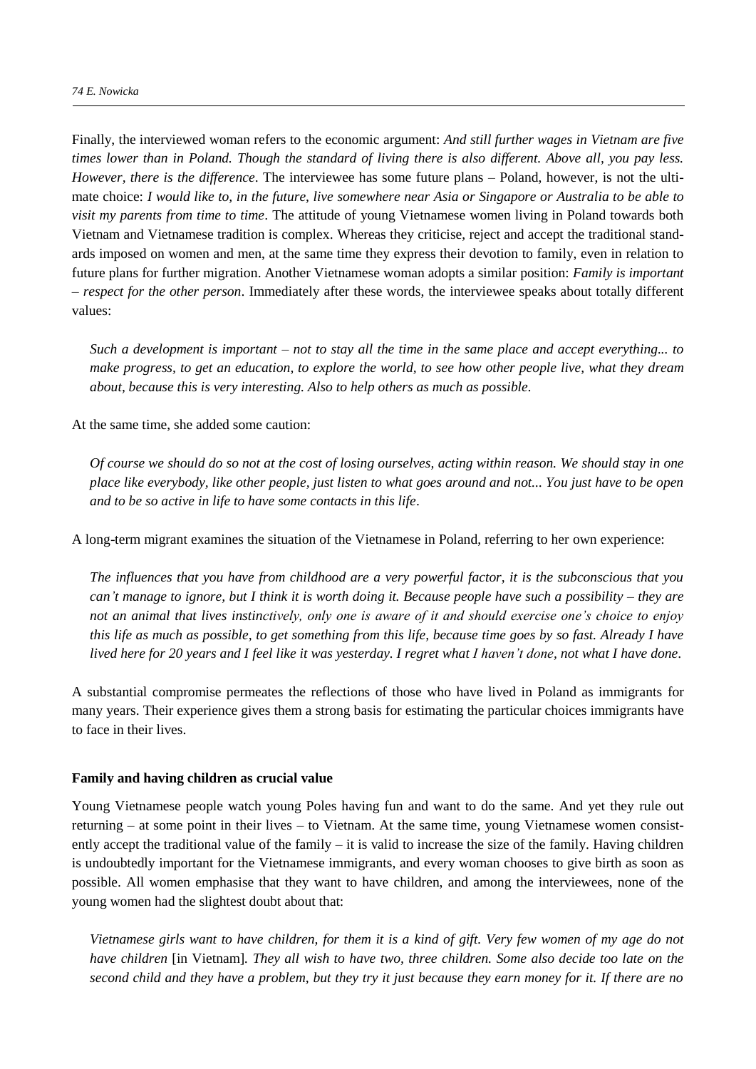Finally, the interviewed woman refers to the economic argument: *And still further wages in Vietnam are five times lower than in Poland. Though the standard of living there is also different. Above all, you pay less. However, there is the difference*. The interviewee has some future plans – Poland, however, is not the ultimate choice: *I would like to, in the future, live somewhere near Asia or Singapore or Australia to be able to visit my parents from time to time*. The attitude of young Vietnamese women living in Poland towards both Vietnam and Vietnamese tradition is complex. Whereas they criticise, reject and accept the traditional standards imposed on women and men, at the same time they express their devotion to family, even in relation to future plans for further migration. Another Vietnamese woman adopts a similar position: *Family is important – respect for the other person*. Immediately after these words, the interviewee speaks about totally different values:

> *Such a development is important – not to stay all the time in the same place and accept everything... to make progress, to get an education, to explore the world, to see how other people live, what they dream about, because this is very interesting. Also to help others as much as possible.*

At the same time, she added some caution:

> *Of course we should do so not at the cost of losing ourselves, acting within reason. We should stay in one place like everybody, like other people, just listen to what goes around and not... You just have to be open and to be so active in life to have some contacts in this life*.

A long-term migrant examines the situation of the Vietnamese in Poland, referring to her own experience:

> *The influences that you have from childhood are a very powerful factor, it is the subconscious that you can't manage to ignore, but I think it is worth doing it. Because people have such a possibility – they are not an animal that lives instinctively, only one is aware of it and should exercise one's choice to enjoy this life as much as possible, to get something from this life, because time goes by so fast. Already I have lived here for 20 years and I feel like it was yesterday. I regret what I haven't done, not what I have done*.

A substantial compromise permeates the reflections of those who have lived in Poland as immigrants for many years. Their experience gives them a strong basis for estimating the particular choices immigrants have to face in their lives.

**Family and having children as crucial value**

Young Vietnamese people watch young Poles having fun and want to do the same. And yet they rule out returning – at some point in their lives – to Vietnam. At the same time, young Vietnamese women consistently accept the traditional value of the family – it is valid to increase the size of the family. Having children is undoubtedly important for the Vietnamese immigrants, and every woman chooses to give birth as soon as possible. All women emphasise that they want to have children, and among the interviewees, none of the young women had the slightest doubt about that:

> *Vietnamese girls want to have children, for them it is a kind of gift. Very few women of my age do not have children* [in Vietnam]*. They all wish to have two, three children. Some also decide too late on the second child and they have a problem, but they try it just because they earn money for it. If there are no*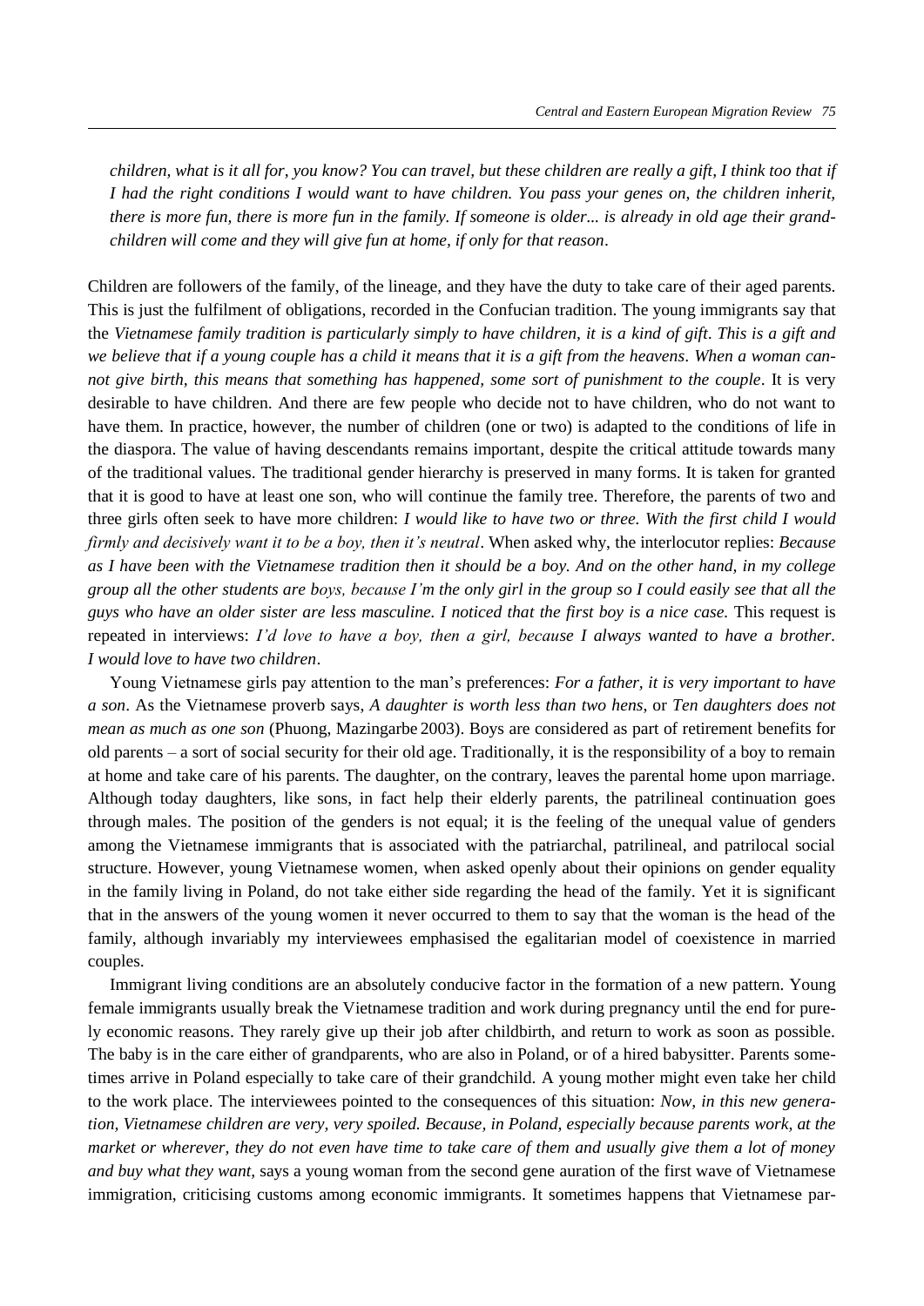*children, what is it all for, you know? You can travel, but these children are really a gift, I think too that if I had the right conditions I would want to have children. You pass your genes on, the children inherit, there is more fun, there is more fun in the family. If someone is older... is already in old age their grandchildren will come and they will give fun at home, if only for that reason*.

Children are followers of the family, of the lineage, and they have the duty to take care of their aged parents. This is just the fulfilment of obligations, recorded in the Confucian tradition. The young immigrants say that the *Vietnamese family tradition is particularly simply to have children, it is a kind of gift*. *This is a gift and we believe that if a young couple has a child it means that it is a gift from the heavens*. *When a woman cannot give birth, this means that something has happened, some sort of punishment to the couple*. It is very desirable to have children. And there are few people who decide not to have children, who do not want to have them. In practice, however, the number of children (one or two) is adapted to the conditions of life in the diaspora. The value of having descendants remains important, despite the critical attitude towards many of the traditional values. The traditional gender hierarchy is preserved in many forms. It is taken for granted that it is good to have at least one son, who will continue the family tree. Therefore, the parents of two and three girls often seek to have more children: *I would like to have two or three. With the first child I would firmly and decisively want it to be a boy, then it's neutral*. When asked why, the interlocutor replies: *Because as I have been with the Vietnamese tradition then it should be a boy. And on the other hand, in my college group all the other students are boys, because I'm the only girl in the group so I could easily see that all the guys who have an older sister are less masculine. I noticed that the first boy is a nice case.* This request is repeated in interviews: *I'd love to have a boy, then a girl, because I always wanted to have a brother. I would love to have two children*.

Young Vietnamese girls pay attention to the man's preferences: *For a father, it is very important to have a son*. As the Vietnamese proverb says, *A daughter is worth less than two hens*, or *Ten daughters does not mean as much as one son* (Phuong, Mazingarbe 2003). Boys are considered as part of retirement benefits for old parents – a sort of social security for their old age. Traditionally, it is the responsibility of a boy to remain at home and take care of his parents. The daughter, on the contrary, leaves the parental home upon marriage. Although today daughters, like sons, in fact help their elderly parents, the patrilineal continuation goes through males. The position of the genders is not equal; it is the feeling of the unequal value of genders among the Vietnamese immigrants that is associated with the patriarchal, patrilineal, and patrilocal social structure. However, young Vietnamese women, when asked openly about their opinions on gender equality in the family living in Poland, do not take either side regarding the head of the family. Yet it is significant that in the answers of the young women it never occurred to them to say that the woman is the head of the family, although invariably my interviewees emphasised the egalitarian model of coexistence in married couples.

Immigrant living conditions are an absolutely conducive factor in the formation of a new pattern. Young female immigrants usually break the Vietnamese tradition and work during pregnancy until the end for purely economic reasons. They rarely give up their job after childbirth, and return to work as soon as possible. The baby is in the care either of grandparents, who are also in Poland, or of a hired babysitter. Parents sometimes arrive in Poland especially to take care of their grandchild. A young mother might even take her child to the work place. The interviewees pointed to the consequences of this situation: *Now, in this new generation, Vietnamese children are very, very spoiled. Because, in Poland, especially because parents work, at the market or wherever, they do not even have time to take care of them and usually give them a lot of money and buy what they want*, says a young woman from the second gene auration of the first wave of Vietnamese immigration, criticising customs among economic immigrants. It sometimes happens that Vietnamese par-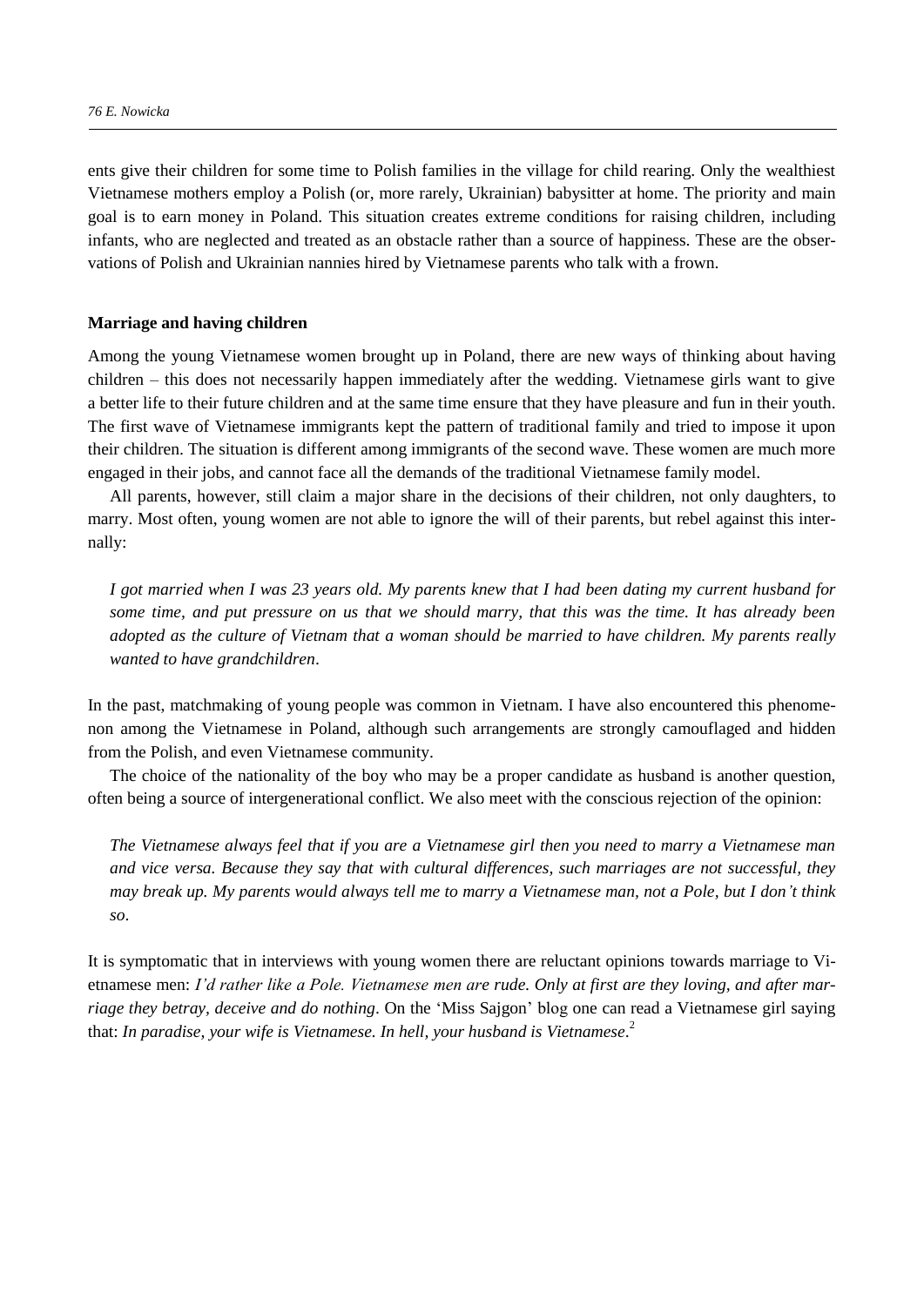ents give their children for some time to Polish families in the village for child rearing. Only the wealthiest Vietnamese mothers employ a Polish (or, more rarely, Ukrainian) babysitter at home. The priority and main goal is to earn money in Poland. This situation creates extreme conditions for raising children, including infants, who are neglected and treated as an obstacle rather than a source of happiness. These are the observations of Polish and Ukrainian nannies hired by Vietnamese parents who talk with a frown.

**Marriage and having children**

Among the young Vietnamese women brought up in Poland, there are new ways of thinking about having children – this does not necessarily happen immediately after the wedding. Vietnamese girls want to give a better life to their future children and at the same time ensure that they have pleasure and fun in their youth. The first wave of Vietnamese immigrants kept the pattern of traditional family and tried to impose it upon their children. The situation is different among immigrants of the second wave. These women are much more engaged in their jobs, and cannot face all the demands of the traditional Vietnamese family model.

All parents, however, still claim a major share in the decisions of their children, not only daughters, to marry. Most often, young women are not able to ignore the will of their parents, but rebel against this internally:

> *I got married when I was 23 years old. My parents knew that I had been dating my current husband for some time, and put pressure on us that we should marry, that this was the time. It has already been adopted as the culture of Vietnam that a woman should be married to have children. My parents really wanted to have grandchildren*.

In the past, matchmaking of young people was common in Vietnam. I have also encountered this phenomenon among the Vietnamese in Poland, although such arrangements are strongly camouflaged and hidden from the Polish, and even Vietnamese community.

The choice of the nationality of the boy who may be a proper candidate as husband is another question, often being a source of intergenerational conflict. We also meet with the conscious rejection of the opinion:

> *The Vietnamese always feel that if you are a Vietnamese girl then you need to marry a Vietnamese man and vice versa. Because they say that with cultural differences, such marriages are not successful, they may break up. My parents would always tell me to marry a Vietnamese man, not a Pole, but I don't think so*.

It is symptomatic that in interviews with young women there are reluctant opinions towards marriage to Vietnamese men: *I'd rather like a Pole. Vietnamese men are rude. Only at first are they loving, and after marriage they betray, deceive and do nothing*. On the 'Miss Sajgon' blog one can read a Vietnamese girl saying that: *In paradise, your wife is Vietnamese. In hell, your husband is Vietnamese*.[2]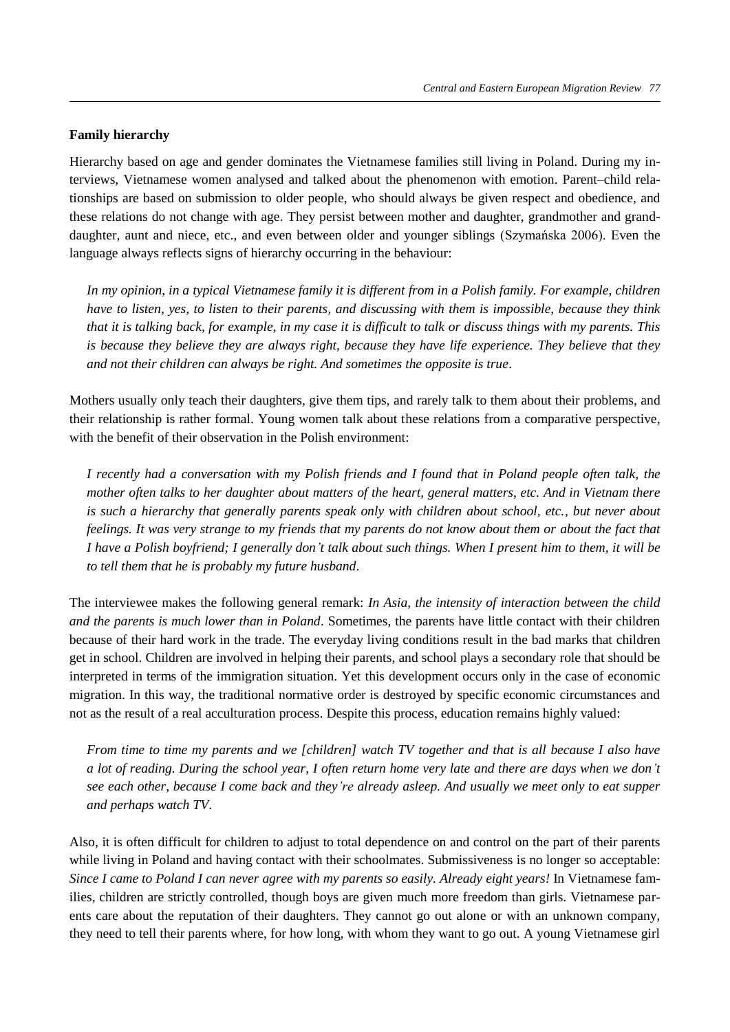**Family hierarchy**

Hierarchy based on age and gender dominates the Vietnamese families still living in Poland. During my interviews, Vietnamese women analysed and talked about the phenomenon with emotion. Parent–child relationships are based on submission to older people, who should always be given respect and obedience, and these relations do not change with age. They persist between mother and daughter, grandmother and granddaughter, aunt and niece, etc., and even between older and younger siblings (Szymańska 2006). Even the language always reflects signs of hierarchy occurring in the behaviour:

> *In my opinion, in a typical Vietnamese family it is different from in a Polish family. For example, children have to listen, yes, to listen to their parents, and discussing with them is impossible, because they think that it is talking back, for example, in my case it is difficult to talk or discuss things with my parents. This is because they believe they are always right, because they have life experience. They believe that they and not their children can always be right. And sometimes the opposite is true*.

Mothers usually only teach their daughters, give them tips, and rarely talk to them about their problems, and their relationship is rather formal. Young women talk about these relations from a comparative perspective, with the benefit of their observation in the Polish environment:

> *I recently had a conversation with my Polish friends and I found that in Poland people often talk, the mother often talks to her daughter about matters of the heart, general matters, etc. And in Vietnam there is such a hierarchy that generally parents speak only with children about school, etc., but never about feelings. It was very strange to my friends that my parents do not know about them or about the fact that I have a Polish boyfriend; I generally don't talk about such things. When I present him to them, it will be to tell them that he is probably my future husband*.

The interviewee makes the following general remark: *In Asia, the intensity of interaction between the child and the parents is much lower than in Poland*. Sometimes, the parents have little contact with their children because of their hard work in the trade. The everyday living conditions result in the bad marks that children get in school. Children are involved in helping their parents, and school plays a secondary role that should be interpreted in terms of the immigration situation. Yet this development occurs only in the case of economic migration. In this way, the traditional normative order is destroyed by specific economic circumstances and not as the result of a real acculturation process. Despite this process, education remains highly valued:

> *From time to time my parents and we [children] watch TV together and that is all because I also have a lot of reading. During the school year, I often return home very late and there are days when we don't see each other, because I come back and they're already asleep. And usually we meet only to eat supper and perhaps watch TV*.

Also, it is often difficult for children to adjust to total dependence on and control on the part of their parents while living in Poland and having contact with their schoolmates. Submissiveness is no longer so acceptable: *Since I came to Poland I can never agree with my parents so easily. Already eight years!* In Vietnamese families, children are strictly controlled, though boys are given much more freedom than girls. Vietnamese parents care about the reputation of their daughters. They cannot go out alone or with an unknown company, they need to tell their parents where, for how long, with whom they want to go out. A young Vietnamese girl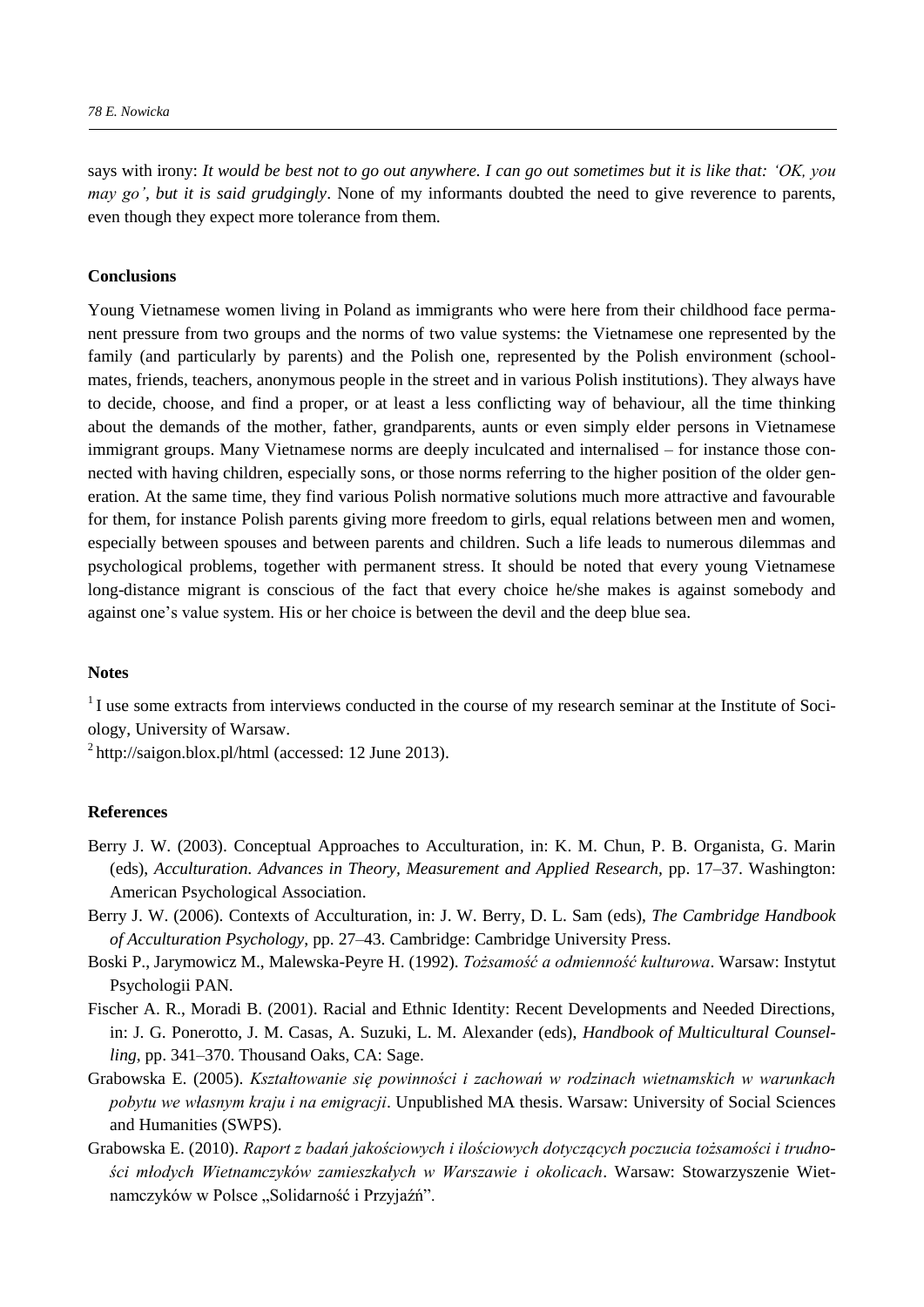says with irony: *It would be best not to go out anywhere. I can go out sometimes but it is like that: 'OK, you may go', but it is said grudgingly*. None of my informants doubted the need to give reverence to parents, even though they expect more tolerance from them.

## Conclusions

Young Vietnamese women living in Poland as immigrants who were here from their childhood face permanent pressure from two groups and the norms of two value systems: the Vietnamese one represented by the family (and particularly by parents) and the Polish one, represented by the Polish environment (schoolmates, friends, teachers, anonymous people in the street and in various Polish institutions). They always have to decide, choose, and find a proper, or at least a less conflicting way of behaviour, all the time thinking about the demands of the mother, father, grandparents, aunts or even simply elder persons in Vietnamese immigrant groups. Many Vietnamese norms are deeply inculcated and internalised – for instance those connected with having children, especially sons, or those norms referring to the higher position of the older generation. At the same time, they find various Polish normative solutions much more attractive and favourable for them, for instance Polish parents giving more freedom to girls, equal relations between men and women, especially between spouses and between parents and children. Such a life leads to numerous dilemmas and psychological problems, together with permanent stress. It should be noted that every young Vietnamese long-distance migrant is conscious of the fact that every choice he/she makes is against somebody and against one's value system. His or her choice is between the devil and the deep blue sea.

## Notes

[1] I use some extracts from interviews conducted in the course of my research seminar at the Institute of Sociology, University of Warsaw.

[2] http://saigon.blox.pl/html (accessed: 12 June 2013).

## References

Berry J. W. (2003). Conceptual Approaches to Acculturation, in: K. M. Chun, P. B. Organista, G. Marin (eds), *Acculturation. Advances in Theory, Measurement and Applied Research*, pp. 17–37. Washington: American Psychological Association.

Berry J. W. (2006). Contexts of Acculturation, in: J. W. Berry, D. L. Sam (eds), *The Cambridge Handbook of Acculturation Psychology*, pp. 27–43. Cambridge: Cambridge University Press.

Boski P., Jarymowicz M., Malewska-Peyre H. (1992). *Tożsamość a odmienność kulturowa*. Warsaw: Instytut Psychologii PAN.

Fischer A. R., Moradi B. (2001). Racial and Ethnic Identity: Recent Developments and Needed Directions, in: J. G. Ponerotto, J. M. Casas, A. Suzuki, L. M. Alexander (eds), *Handbook of Multicultural Counselling*, pp. 341–370. Thousand Oaks, CA: Sage.

Grabowska E. (2005). *Kształtowanie się powinności i zachowań w rodzinach wietnamskich w warunkach pobytu we własnym kraju i na emigracji*. Unpublished MA thesis. Warsaw: University of Social Sciences and Humanities (SWPS).

Grabowska E. (2010). *Raport z badań jakościowych i ilościowych dotyczących poczucia tożsamości i trudności młodych Wietnamczyków zamieszkałych w Warszawie i okolicach*. Warsaw: Stowarzyszenie Wietnamczyków w Polsce „Solidarność i Przyjaźń".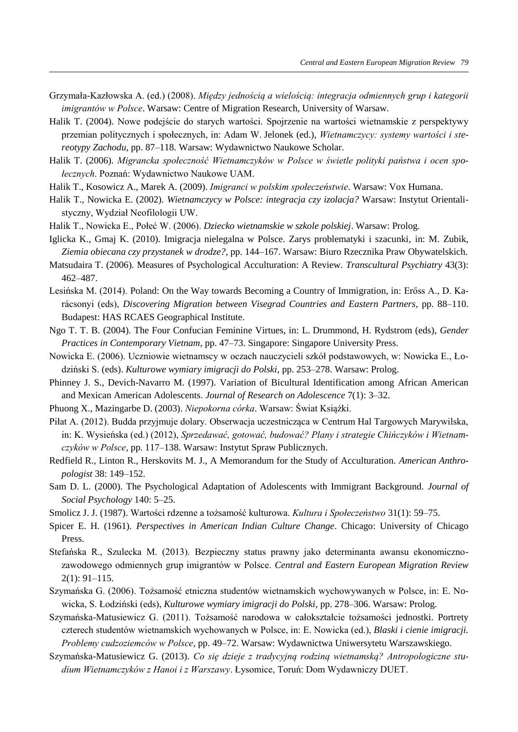Grzymała-Kazłowska A. (ed.) (2008). *Między jednością a wielością: integracja odmiennych grup i kategorii imigrantów w Polsce*. Warsaw: Centre of Migration Research, University of Warsaw.

Halik T. (2004). Nowe podejście do starych wartości. Spojrzenie na wartości wietnamskie z perspektywy przemian politycznych i społecznych, in: Adam W. Jelonek (ed.), *Wietnamczycy: systemy wartości i stereotypy Zachodu*, pp. 87–118. Warsaw: Wydawnictwo Naukowe Scholar.

Halik T. (2006). *Migrancka społeczność Wietnamczyków w Polsce w świetle polityki państwa i ocen społecznych*. Poznań: Wydawnictwo Naukowe UAM.

Halik T., Kosowicz A., Marek A. (2009). *Imigranci w polskim społeczeństwie*. Warsaw: Vox Humana.

Halik T., Nowicka E. (2002). *Wietnamczycy w Polsce: integracja czy izolacja?* Warsaw: Instytut Orientalistyczny, Wydział Neofilologii UW.

Halik T., Nowicka E., Połeć W. (2006). *Dziecko wietnamskie w szkole polskiej*. Warsaw: Prolog.

Iglicka K., Gmaj K. (2010). Imigracja nielegalna w Polsce. Zarys problematyki i szacunki, in: M. Zubik, *Ziemia obiecana czy przystanek w drodze?*, pp. 144–167. Warsaw: Biuro Rzecznika Praw Obywatelskich.

Matsudaira T. (2006). Measures of Psychological Acculturation: A Review. *Transcultural Psychiatry* 43(3): 462–487.

Lesińska M. (2014). Poland: On the Way towards Becoming a Country of Immigration, in: Erőss A., D. Karácsonyi (eds), *Discovering Migration between Visegrad Countries and Eastern Partners*, pp. 88–110. Budapest: HAS RCAES Geographical Institute.

Ngo T. T. B. (2004). The Four Confucian Feminine Virtues, in: L. Drummond, H. Rydstrom (eds), *Gender Practices in Contemporary Vietnam*, pp. 47–73. Singapore: Singapore University Press.

Nowicka E. (2006). Uczniowie wietnamscy w oczach nauczycieli szkół podstawowych, w: Nowicka E., Łodziński S. (eds). *Kulturowe wymiary imigracji do Polski*, pp. 253–278. Warsaw: Prolog.

Phinney J. S., Devich-Navarro M. (1997). Variation of Bicultural Identification among African American and Mexican American Adolescents. *Journal of Research on Adolescence* 7(1): 3–32.

Phuong X., Mazingarbe D. (2003). *Niepokorna córka*. Warsaw: Świat Książki.

Piłat A. (2012). Budda przyjmuje dolary. Obserwacja uczestnicząca w Centrum Hal Targowych Marywilska, in: K. Wysieńska (ed.) (2012), *Sprzedawać, gotować, budować? Plany i strategie Chińczyków i Wietnamczyków w Polsce*, pp. 117–138. Warsaw: Instytut Spraw Publicznych.

Redfield R., Linton R., Herskovits M. J., A Memorandum for the Study of Acculturation. *American Anthropologist* 38: 149–152.

Sam D. L. (2000). The Psychological Adaptation of Adolescents with Immigrant Background. *Journal of Social Psychology* 140: 5–25.

Smolicz J. J. (1987). Wartości rdzenne a tożsamość kulturowa. *Kultura i Społeczeństwo* 31(1): 59–75.

Spicer E. H. (1961). *Perspectives in American Indian Culture Change*. Chicago: University of Chicago Press.

Stefańska R., Szulecka M. (2013). Bezpieczny status prawny jako determinanta awansu ekonomiczno-zawodowego odmiennych grup imigrantów w Polsce. *Central and Eastern European Migration Review* 2(1): 91–115.

Szymańska G. (2006). Tożsamość etniczna studentów wietnamskich wychowywanych w Polsce, in: E. Nowicka, S. Łodziński (eds), *Kulturowe wymiary imigracji do Polski*, pp. 278–306. Warsaw: Prolog.

Szymańska-Matusiewicz G. (2011). Tożsamość narodowa w całokształcie tożsamości jednostki. Portrety czterech studentów wietnamskich wychowanych w Polsce, in: E. Nowicka (ed.), *Blaski i cienie imigracji. Problemy cudzoziemców w Polsce*, pp. 49–72. Warsaw: Wydawnictwa Uniwersytetu Warszawskiego.

Szymańska-Matusiewicz G. (2013). *Co się dzieje z tradycyjną rodziną wietnamską? Antropologiczne studium Wietnamczyków z Hanoi i z Warszawy*. Łysomice, Toruń: Dom Wydawniczy DUET.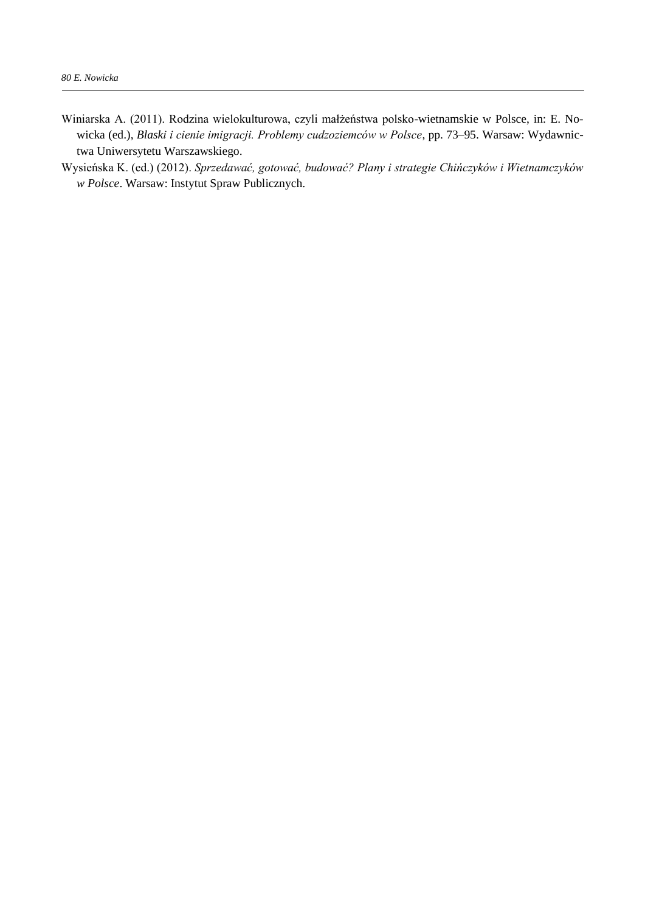Winiarska A. (2011). Rodzina wielokulturowa, czyli małżeństwa polsko-wietnamskie w Polsce, in: E. Nowicka (ed.), *Blaski i cienie imigracji. Problemy cudzoziemców w Polsce*, pp. 73–95. Warsaw: Wydawnictwa Uniwersytetu Warszawskiego.

Wysieńska K. (ed.) (2012). *Sprzedawać, gotować, budować? Plany i strategie Chińczyków i Wietnamczyków w Polsce*. Warsaw: Instytut Spraw Publicznych.